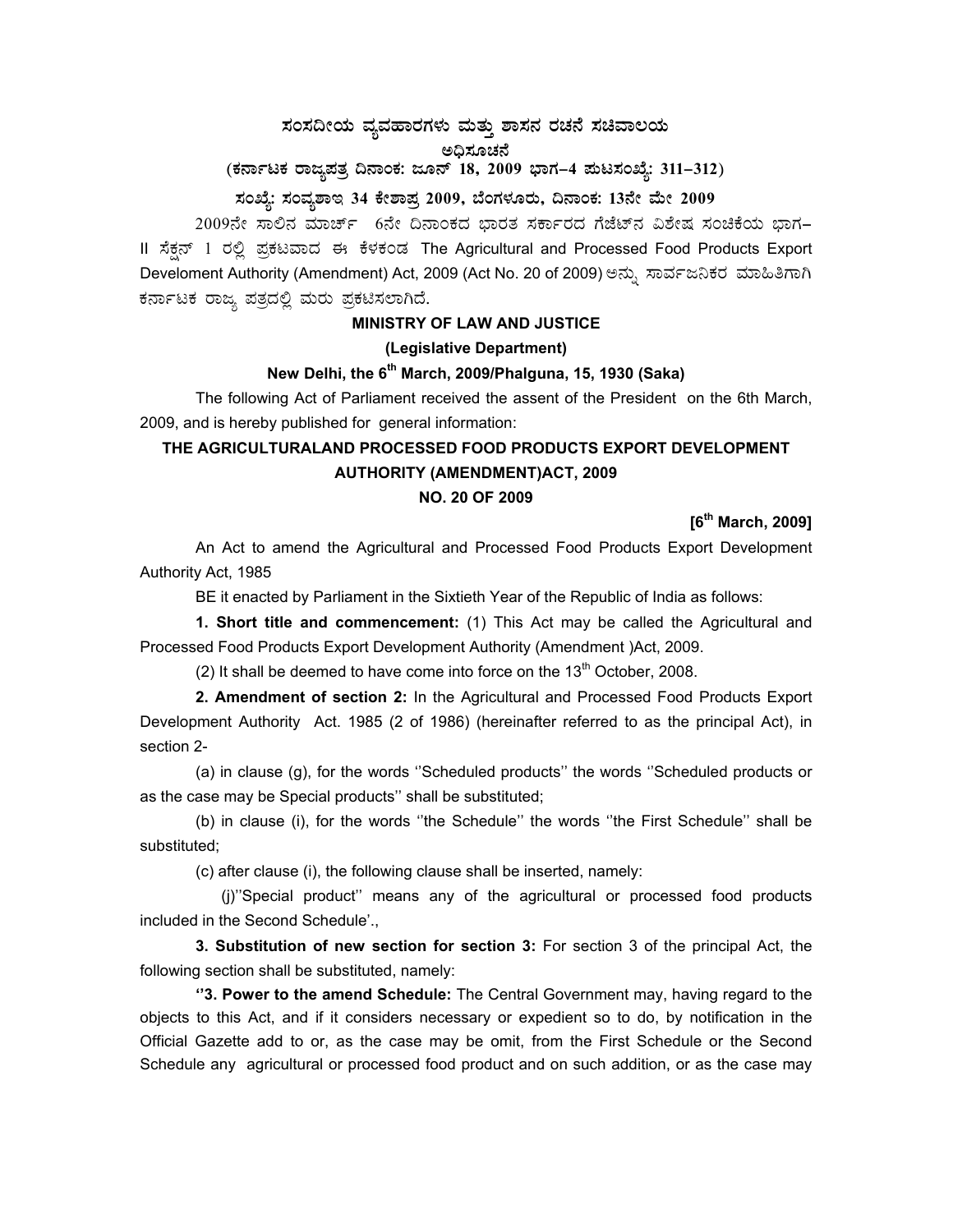# ಸಂಸದೀಯ ವ್ಯವಹಾರಗಳು ಮತ್ತು ಶಾಸನ ರಚನೆ ಸಚಿವಾಲಯ

## ಅಧಿಸೂಚನೆ

**(ಕರ್ನಾಟಕ ರಾಜ್ಯಪತ್ರ ದಿನಾಂಕ: ಜೂನ್ 18, 2009 ಭಾಗ–4 ಪುಟಸಂಖ್ಯೆ: 311–312)**

**ಸಂಖ್ಯೆ: ಸಂವ್ಯಶಾಇ 34 ಕೇಶಾಪ್ರ 2009, ಬೆಂಗಳೂರು, ದಿನಾಂಕ: 13ನೇ ಮೇ 2009**

2009ನೇ ಸಾಲಿನ ಮಾರ್ಚ್ 6ನೇ ದಿನಾಂಕದ ಭಾರತ ಸರ್ಕಾರದ ಗೆಜೆಟ್‌ನ ವಿಶೇಷ ಸಂಚಿಕೆಯ ಭಾಗ–II ಸೆಕ್ಷನ್ 1 ರಲ್ಲಿ ಪ್ರಕಟವಾದ ಈ ಕೆಳಕಂಡ The Agricultural and Processed Food Products Export Develoment Authority (Amendment) Act, 2009 (Act No. 20 of 2009) ಅನ್ನು ಸಾರ್ವಜನಿಕರ ಮಾಹಿತಿಗಾಗಿ ಕರ್ನಾಟಕ ರಾಜ್ಯ ಪತ್ರದಲ್ಲಿ ಮರು ಪ್ರಕಟಿಸಲಾಗಿದೆ.

**MINISTRY OF LAW AND JUSTICE**

**(Legislative Department)**

**New Delhi, the 6th March, 2009/Phalguna, 15, 1930 (Saka)**

The following Act of Parliament received the assent of the President on the 6th March, 2009, and is hereby published for general information:

**THE AGRICULTURALAND PROCESSED FOOD PRODUCTS EXPORT DEVELOPMENT AUTHORITY (AMENDMENT)ACT, 2009**

**NO. 20 OF 2009**

**[6th March, 2009]**

An Act to amend the Agricultural and Processed Food Products Export Development Authority Act, 1985

BE it enacted by Parliament in the Sixtieth Year of the Republic of India as follows:

**1. Short title and commencement:** (1) This Act may be called the Agricultural and Processed Food Products Export Development Authority (Amendment )Act, 2009.

(2) It shall be deemed to have come into force on the 13th October, 2008.

**2. Amendment of section 2:** In the Agricultural and Processed Food Products Export Development Authority Act. 1985 (2 of 1986) (hereinafter referred to as the principal Act), in section 2-

(a) in clause (g), for the words ''Scheduled products'' the words ''Scheduled products or as the case may be Special products'' shall be substituted;

(b) in clause (i), for the words ''the Schedule'' the words ''the First Schedule'' shall be substituted;

(c) after clause (i), the following clause shall be inserted, namely:

(j)''Special product'' means any of the agricultural or processed food products included in the Second Schedule'.,

**3. Substitution of new section for section 3:** For section 3 of the principal Act, the following section shall be substituted, namely:

**''3. Power to the amend Schedule:** The Central Government may, having regard to the objects to this Act, and if it considers necessary or expedient so to do, by notification in the Official Gazette add to or, as the case may be omit, from the First Schedule or the Second Schedule any agricultural or processed food product and on such addition, or as the case may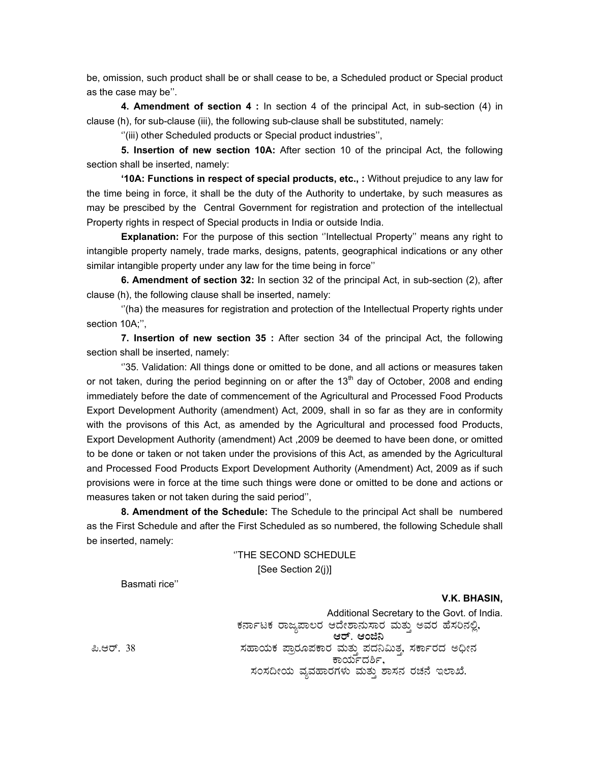be, omission, such product shall be or shall cease to be, a Scheduled product or Special product as the case may be''.

**4. Amendment of section 4 :** In section 4 of the principal Act, in sub-section (4) in clause (h), for sub-clause (iii), the following sub-clause shall be substituted, namely:

''(iii) other Scheduled products or Special product industries'',

**5. Insertion of new section 10A:** After section 10 of the principal Act, the following section shall be inserted, namely:

**'10A: Functions in respect of special products, etc., :** Without prejudice to any law for the time being in force, it shall be the duty of the Authority to undertake, by such measures as may be prescibed by the Central Government for registration and protection of the intellectual Property rights in respect of Special products in India or outside India.

**Explanation:** For the purpose of this section ''Intellectual Property'' means any right to intangible property namely, trade marks, designs, patents, geographical indications or any other similar intangible property under any law for the time being in force''

**6. Amendment of section 32:** In section 32 of the principal Act, in sub-section (2), after clause (h), the following clause shall be inserted, namely:

''(ha) the measures for registration and protection of the Intellectual Property rights under section 10A;'',

**7. Insertion of new section 35 :** After section 34 of the principal Act, the following section shall be inserted, namely:

''35. Validation: All things done or omitted to be done, and all actions or measures taken or not taken, during the period beginning on or after the 13th day of October, 2008 and ending immediately before the date of commencement of the Agricultural and Processed Food Products Export Development Authority (amendment) Act, 2009, shall in so far as they are in conformity with the provisons of this Act, as amended by the Agricultural and processed food Products, Export Development Authority (amendment) Act ,2009 be deemed to have been done, or omitted to be done or taken or not taken under the provisions of this Act, as amended by the Agricultural and Processed Food Products Export Development Authority (Amendment) Act, 2009 as if such provisions were in force at the time such things were done or omitted to be done and actions or measures taken or not taken during the said period'',

**8. Amendment of the Schedule:** The Schedule to the principal Act shall be numbered as the First Schedule and after the First Scheduled as so numbered, the following Schedule shall be inserted, namely:

''THE SECOND SCHEDULE

[See Section 2(j)]

Basmati rice''

**V.K. BHASIN,**

Additional Secretary to the Govt. of India.

ಕರ್ನಾಟಕ ರಾಜ್ಯಪಾಲರ ಆದೇಶಾನುಸಾರ ಮತ್ತು ಅವರ ಹೆಸರಿನಲ್ಲಿ,

**ಆರ್. ಆಂಜಿನಿ**

ಸಹಾಯಕ ಪ್ರಾರೂಪಕಾರ ಮತ್ತು ಪದನಿಮಿತ್ತ, ಸರ್ಕಾರದ ಅಧೀನ ಕಾರ್ಯದರ್ಶಿ,

ಸಂಸದೀಯ ವ್ಯವಹಾರಗಳು ಮತ್ತು ಶಾಸನ ರಚನೆ ಇಲಾಖೆ.

ಪಿ.ಆರ್. 38